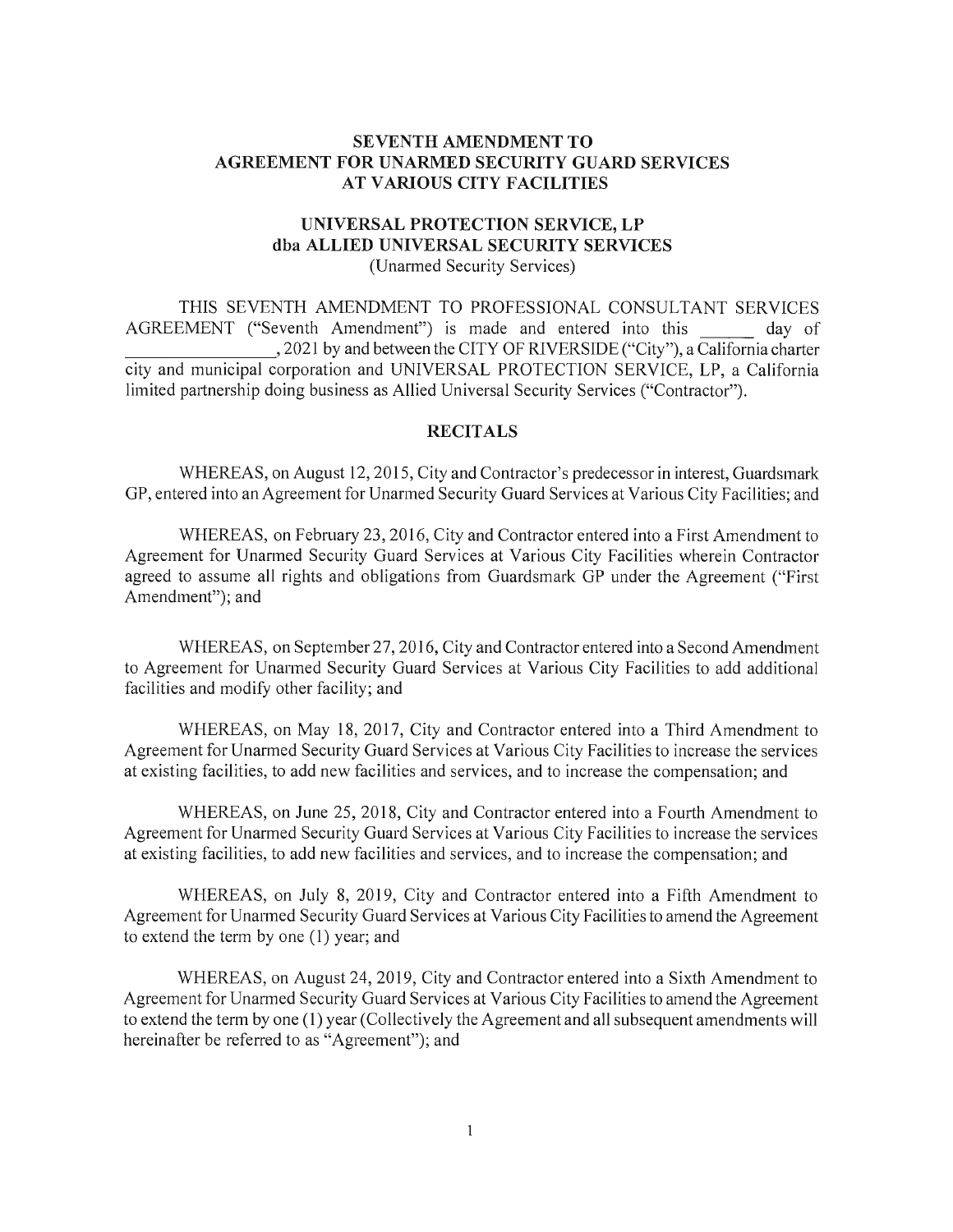# SEVENTH AMENDMENT TO AGREEMENT FOR UNARMED SECURITY GUARD SERVICES AT VARIOUS CITY FACILITIES

## UNIVERSAL PROTECTION SERVICE, LP dba ALLIED UNIVERSAL SECURITY SERVICES

(Unarmed Security Services)

THIS SEVENTH AMENDMENT TO PROFESSIONAL CONSULTANT SERVICES AGREEMENT ("Seventh Amendment") is made and entered into this ______ day of ________________, 2021 by and between the CITY OF RIVERSIDE ("City"), a California charter city and municipal corporation and UNIVERSAL PROTECTION SERVICE, LP, a California limited partnership doing business as Allied Universal Security Services ("Contractor").

## RECITALS

WHEREAS, on August 12, 2015, City and Contractor's predecessor in interest, Guardsmark GP, entered into an Agreement for Unarmed Security Guard Services at Various City Facilities; and

WHEREAS, on February 23, 2016, City and Contractor entered into a First Amendment to Agreement for Unarmed Security Guard Services at Various City Facilities wherein Contractor agreed to assume all rights and obligations from Guardsmark GP under the Agreement ("First Amendment"); and

WHEREAS, on September 27, 2016, City and Contractor entered into a Second Amendment to Agreement for Unarmed Security Guard Services at Various City Facilities to add additional facilities and modify other facility; and

WHEREAS, on May 18, 2017, City and Contractor entered into a Third Amendment to Agreement for Unarmed Security Guard Services at Various City Facilities to increase the services at existing facilities, to add new facilities and services, and to increase the compensation; and

WHEREAS, on June 25, 2018, City and Contractor entered into a Fourth Amendment to Agreement for Unarmed Security Guard Services at Various City Facilities to increase the services at existing facilities, to add new facilities and services, and to increase the compensation; and

WHEREAS, on July 8, 2019, City and Contractor entered into a Fifth Amendment to Agreement for Unarmed Security Guard Services at Various City Facilities to amend the Agreement to extend the term by one (1) year; and

WHEREAS, on August 24, 2019, City and Contractor entered into a Sixth Amendment to Agreement for Unarmed Security Guard Services at Various City Facilities to amend the Agreement to extend the term by one (1) year (Collectively the Agreement and all subsequent amendments will hereinafter be referred to as "Agreement"); and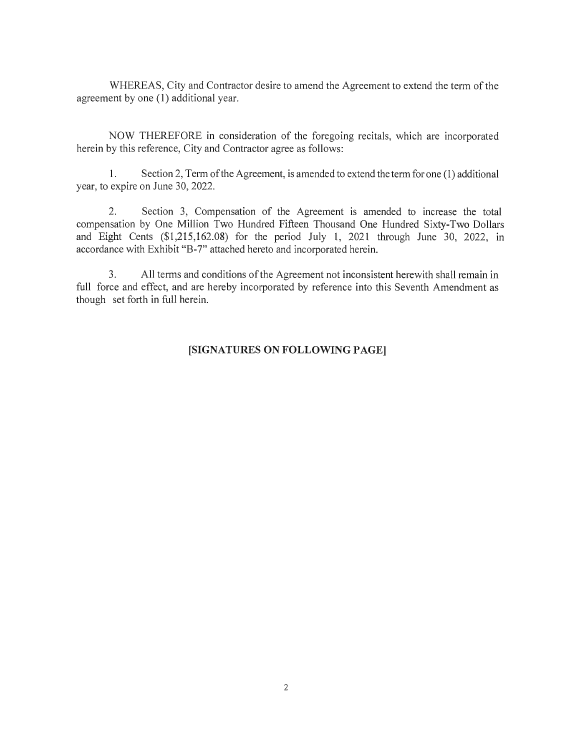WHEREAS, City and Contractor desire to amend the Agreement to extend the term of the agreement by one (1) additional year.

NOW THEREFORE in consideration of the foregoing recitals, which are incorporated herein by this reference, City and Contractor agree as follows:

1. Section 2, Term of the Agreement, is amended to extend the term for one (1) additional year, to expire on June 30, 2022.

2. Section 3, Compensation of the Agreement is amended to increase the total compensation by One Million Two Hundred Fifteen Thousand One Hundred Sixty-Two Dollars and Eight Cents ($1,215,162.08) for the period July 1, 2021 through June 30, 2022, in accordance with Exhibit "B-7" attached hereto and incorporated herein.

3. All terms and conditions of the Agreement not inconsistent herewith shall remain in full force and effect, and are hereby incorporated by reference into this Seventh Amendment as though set forth in full herein.

**[SIGNATURES ON FOLLOWING PAGE]**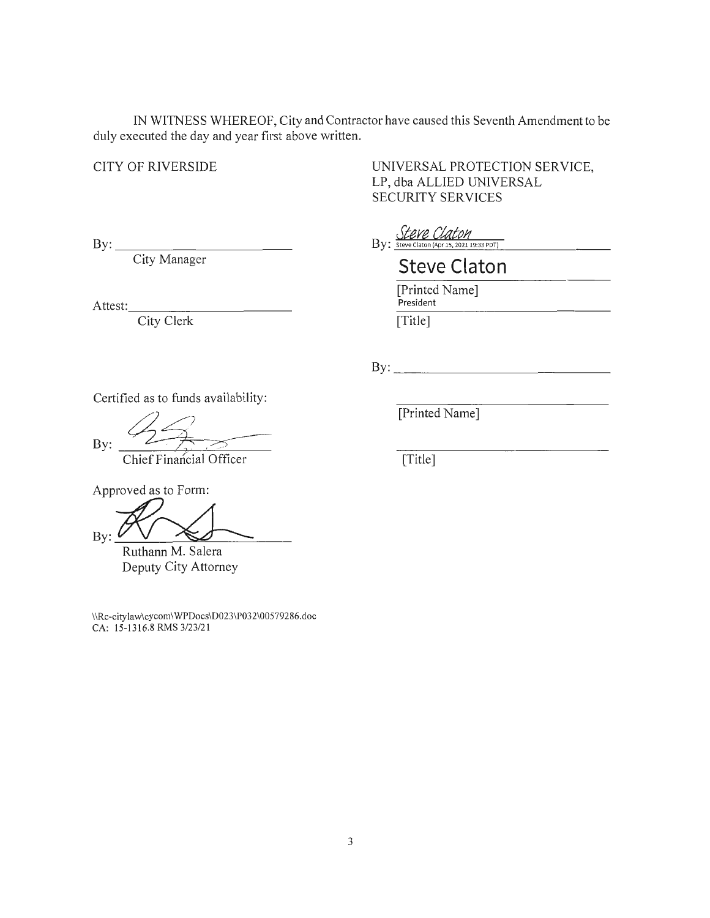IN WITNESS WHEREOF, City and Contractor have caused this Seventh Amendment to be duly executed the day and year first above written.

CITY OF RIVERSIDE

By: ______________________
City Manager

Attest: ______________________
City Clerk

Certified as to funds availability:

By: ______________________
Chief Financial Officer

Approved as to Form:

By: ______________________
Ruthann M. Salera
Deputy City Attorney

UNIVERSAL PROTECTION SERVICE, LP, dba ALLIED UNIVERSAL SECURITY SERVICES

By: Steve Claton
Steve Claton (Apr 15, 2021 19:33 PDT)

Steve Claton
[Printed Name]

President
[Title]

By: ______________________

______________________
[Printed Name]

______________________
[Title]

\\Rc-citylaw\cycom\WPDocs\D023\P032\00579286.doc
CA: 15-1316.8 RMS 3/23/21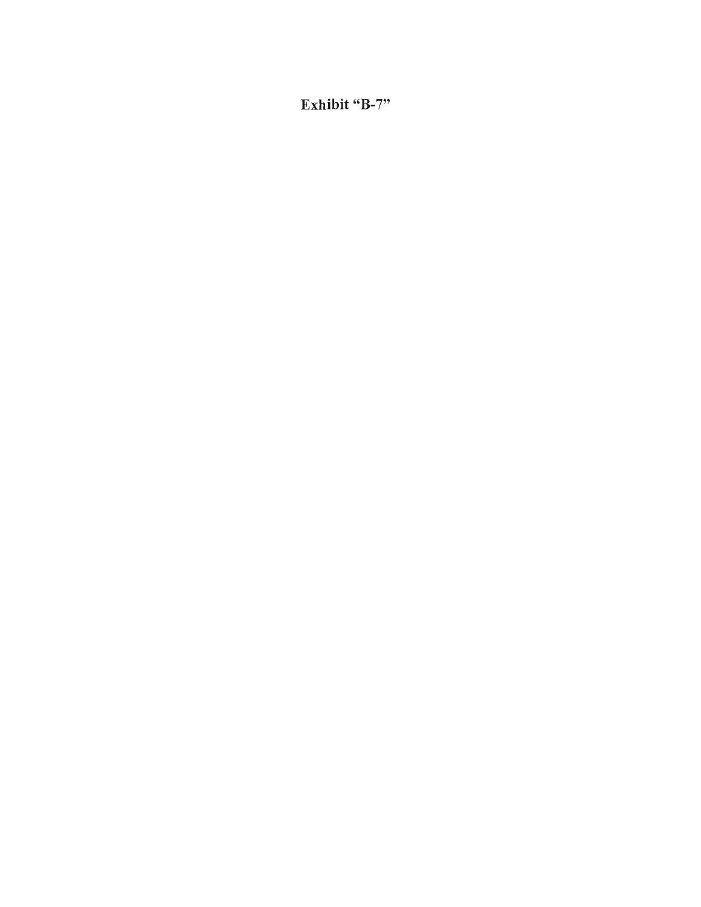**Exhibit "B-7"**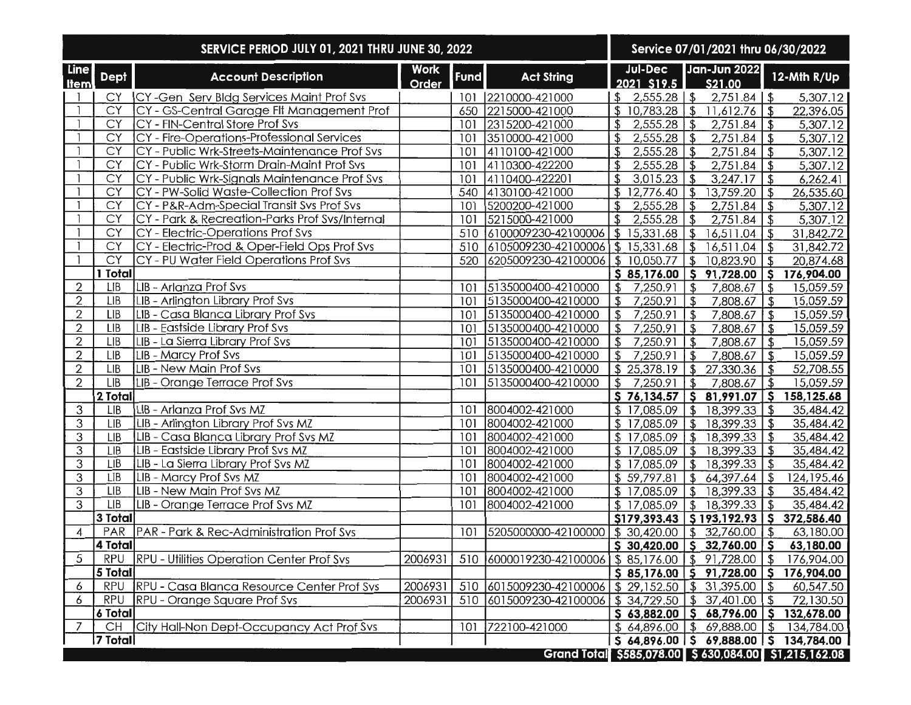| SERVICE PERIOD JULY 01, 2021 THRU JUNE 30, 2022 | | | | | | Service 07/01/2021 thru 06/30/2022 | | |
|---|---|---|---|---|---|---|---|---|
| Line Item | Dept | Account Description | Work Order | Fund | Act String | Jul-Dec 2021 $19.5 | Jan-Jun 2022 $21.00 | 12-Mth R/Up |
| 1 | CY | CY -Gen Serv Bldg Services Maint Prof Svs | | 101 | 2210000-421000 | $ 2,555.28 | $ 2,751.84 | $ 5,307.12 |
| 1 | CY | CY - GS-Central Garage Flt Management Prof | | 650 | 2215000-421000 | $ 10,783.28 | $ 11,612.76 | $ 22,396.05 |
| 1 | CY | CY - FIN-Central Store Prof Svs | | 101 | 2315200-421000 | $ 2,555.28 | $ 2,751.84 | $ 5,307.12 |
| 1 | CY | CY - Fire-Operations-Professional Services | | 101 | 3510000-421000 | $ 2,555.28 | $ 2,751.84 | $ 5,307.12 |
| 1 | CY | CY - Public Wrk-Streets-Maintenance Prof Svs | | 101 | 4110100-421000 | $ 2,555.28 | $ 2,751.84 | $ 5,307.12 |
| 1 | CY | CY - Public Wrk-Storm Drain-Maint Prof Svs | | 101 | 4110300-422200 | $ 2,555.28 | $ 2,751.84 | $ 5,307.12 |
| 1 | CY | CY - Public Wrk-Signals Maintenance Prof Svs | | 101 | 4110400-422201 | $ 3,015.23 | $ 3,247.17 | $ 6,262.41 |
| 1 | CY | CY - PW-Solid Waste-Collection Prof Svs | | 540 | 4130100-421000 | $ 12,776.40 | $ 13,759.20 | $ 26,535.60 |
| 1 | CY | CY - P&R-Adm-Special Transit Svs Prof Svs | | 101 | 5200200-421000 | $ 2,555.28 | $ 2,751.84 | $ 5,307.12 |
| 1 | CY | CY - Park & Recreation-Parks Prof Svs/Internal | | 101 | 5215000-421000 | $ 2,555.28 | $ 2,751.84 | $ 5,307.12 |
| 1 | CY | CY - Electric-Operations Prof Svs | | 510 | 6100009230-42100006 | $ 15,331.68 | $ 16,511.04 | $ 31,842.72 |
| 1 | CY | CY - Electric-Prod & Oper-Field Ops Prof Svs | | 510 | 6105009230-42100006 | $ 15,331.68 | $ 16,511.04 | $ 31,842.72 |
| 1 | CY | CY - PU Water Field Operations Prof Svs | | 520 | 6205009230-42100006 | $ 10,050.77 | $ 10,823.90 | $ 20,874.68 |
| | 1 Total | | | | | **$ 85,176.00** | **$ 91,728.00** | **$ 176,904.00** |
| 2 | LIB | LIB - Arlanza Prof Svs | | 101 | 5135000400-4210000 | $ 7,250.91 | $ 7,808.67 | $ 15,059.59 |
| 2 | LIB | LIB - Arlington Library Prof Svs | | 101 | 5135000400-4210000 | $ 7,250.91 | $ 7,808.67 | $ 15,059.59 |
| 2 | LIB | LIB - Casa Blanca Library Prof Svs | | 101 | 5135000400-4210000 | $ 7,250.91 | $ 7,808.67 | $ 15,059.59 |
| 2 | LIB | LIB - Eastside Library Prof Svs | | 101 | 5135000400-4210000 | $ 7,250.91 | $ 7,808.67 | $ 15,059.59 |
| 2 | LIB | LIB - La Sierra Library Prof Svs | | 101 | 5135000400-4210000 | $ 7,250.91 | $ 7,808.67 | $ 15,059.59 |
| 2 | LIB | LIB - Marcy Prof Svs | | 101 | 5135000400-4210000 | $ 7,250.91 | $ 7,808.67 | $ 15,059.59 |
| 2 | LIB | LIB - New Main Prof Svs | | 101 | 5135000400-4210000 | $ 25,378.19 | $ 27,330.36 | $ 52,708.55 |
| 2 | LIB | LIB - Orange Terrace Prof Svs | | 101 | 5135000400-4210000 | $ 7,250.91 | $ 7,808.67 | $ 15,059.59 |
| | 2 Total | | | | | **$ 76,134.57** | **$ 81,991.07** | **$ 158,125.68** |
| 3 | LIB | LIB - Arlanza Prof Svs MZ | | 101 | 8004002-421000 | $ 17,085.09 | $ 18,399.33 | $ 35,484.42 |
| 3 | LIB | LIB - Arlington Library Prof Svs MZ | | 101 | 8004002-421000 | $ 17,085.09 | $ 18,399.33 | $ 35,484.42 |
| 3 | LIB | LIB - Casa Blanca Library Prof Svs MZ | | 101 | 8004002-421000 | $ 17,085.09 | $ 18,399.33 | $ 35,484.42 |
| 3 | LIB | LIB - Eastside Library Prof Svs MZ | | 101 | 8004002-421000 | $ 17,085.09 | $ 18,399.33 | $ 35,484.42 |
| 3 | LIB | LIB - La Sierra Library Prof Svs MZ | | 101 | 8004002-421000 | $ 17,085.09 | $ 18,399.33 | $ 35,484.42 |
| 3 | LIB | LIB - Marcy Prof Svs MZ | | 101 | 8004002-421000 | $ 59,797.81 | $ 64,397.64 | $ 124,195.46 |
| 3 | LIB | LIB - New Main Prof Svs MZ | | 101 | 8004002-421000 | $ 17,085.09 | $ 18,399.33 | $ 35,484.42 |
| 3 | LIB | LIB - Orange Terrace Prof Svs MZ | | 101 | 8004002-421000 | $ 17,085.09 | $ 18,399.33 | $ 35,484.42 |
| | 3 Total | | | | | **$179,393.43** | **$ 193,192.93** | **$ 372,586.40** |
| 4 | PAR | PAR - Park & Rec-Administration Prof Svs | | 101 | 5205000000-42100000 | $ 30,420.00 | $ 32,760.00 | $ 63,180.00 |
| | 4 Total | | | | | **$ 30,420.00** | **$ 32,760.00** | **$ 63,180.00** |
| 5 | RPU | RPU - Utilities Operation Center Prof Svs | 2006931 | 510 | 6000019230-42100006 | $ 85,176.00 | $ 91,728.00 | $ 176,904.00 |
| | 5 Total | | | | | **$ 85,176.00** | **$ 91,728.00** | **$ 176,904.00** |
| 6 | RPU | RPU - Casa Blanca Resource Center Prof Svs | 2006931 | 510 | 6015009230-42100006 | $ 29,152.50 | $ 31,395.00 | $ 60,547.50 |
| 6 | RPU | RPU - Orange Square Prof Svs | 2006931 | 510 | 6015009230-42100006 | $ 34,729.50 | $ 37,401.00 | $ 72,130.50 |
| | 6 Total | | | | | **$ 63,882.00** | **$ 68,796.00** | **$ 132,678.00** |
| 7 | CH | City Hall-Non Dept-Occupancy Act Prof Svs | | 101 | 722100-421000 | $ 64,896.00 | $ 69,888.00 | $ 134,784.00 |
| | 7 Total | | | | | **$ 64,896.00** | **$ 69,888.00** | **$ 134,784.00** |
| | | | | | **Grand Total** | **$585,078.00** | **$ 630,084.00** | **$1,215,162.08** |